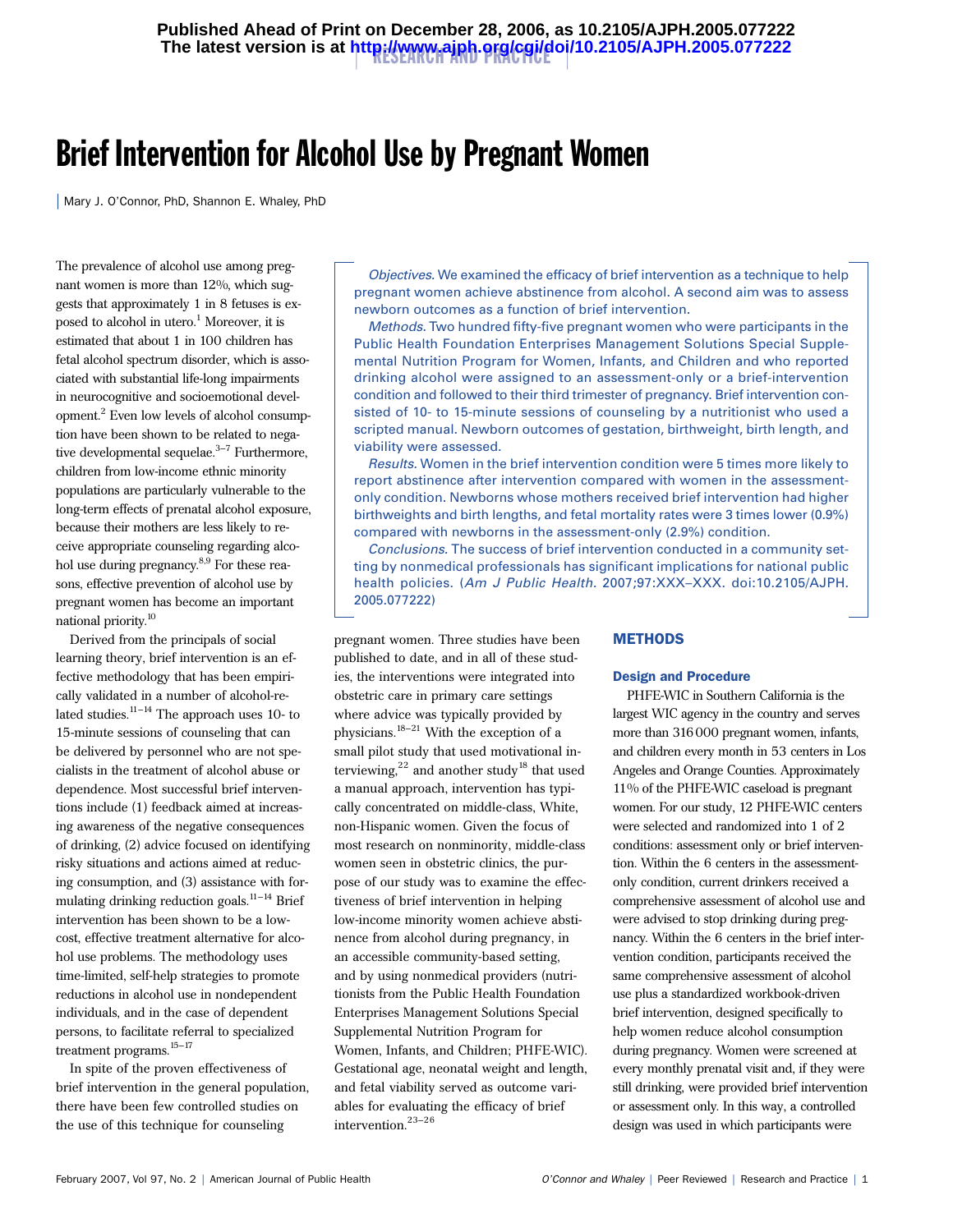# Brief Intervention for Alcohol Use by Pregnant Women

Mary J. O'Connor, PhD, Shannon E. Whaley, PhD

*Objectives.* We examined the efficacy of brief intervention as a technique to help pregnant women achieve abstinence from alcohol. A second aim was to assess newborn outcomes as a function of brief intervention.

*Methods.* Two hundred fifty-five pregnant women who were participants in the Public Health Foundation Enterprises Management Solutions Special Supplemental Nutrition Program for Women, Infants, and Children and who reported drinking alcohol were assigned to an assessment-only or a brief-intervention condition and followed to their third trimester of pregnancy. Brief intervention consisted of 10- to 15-minute sessions of counseling by a nutritionist who used a scripted manual. Newborn outcomes of gestation, birthweight, birth length, and viability were assessed.

*Results.* Women in the brief intervention condition were 5 times more likely to report abstinence after intervention compared with women in the assessment-only condition. Newborns whose mothers received brief intervention had higher birthweights and birth lengths, and fetal mortality rates were 3 times lower (0.9%) compared with newborns in the assessment-only (2.9%) condition.

*Conclusions.* The success of brief intervention conducted in a community setting by nonmedical professionals has significant implications for national public health policies. (*Am J Public Health.* 2007;97:XXX–XXX. doi:10.2105/AJPH.2005.077222)

The prevalence of alcohol use among pregnant women is more than 12%, which suggests that approximately 1 in 8 fetuses is exposed to alcohol in utero.[1] Moreover, it is estimated that about 1 in 100 children has fetal alcohol spectrum disorder, which is associated with substantial life-long impairments in neurocognitive and socioemotional development.[2] Even low levels of alcohol consumption have been shown to be related to negative developmental sequelae.[3–7] Furthermore, children from low-income ethnic minority populations are particularly vulnerable to the long-term effects of prenatal alcohol exposure, because their mothers are less likely to receive appropriate counseling regarding alcohol use during pregnancy.[8,9] For these reasons, effective prevention of alcohol use by pregnant women has become an important national priority.[10]

Derived from the principals of social learning theory, brief intervention is an effective methodology that has been empirically validated in a number of alcohol-related studies.[11–14] The approach uses 10- to 15-minute sessions of counseling that can be delivered by personnel who are not specialists in the treatment of alcohol abuse or dependence. Most successful brief interventions include (1) feedback aimed at increasing awareness of the negative consequences of drinking, (2) advice focused on identifying risky situations and actions aimed at reducing consumption, and (3) assistance with formulating drinking reduction goals.[11–14] Brief intervention has been shown to be a low-cost, effective treatment alternative for alcohol use problems. The methodology uses time-limited, self-help strategies to promote reductions in alcohol use in nondependent individuals, and in the case of dependent persons, to facilitate referral to specialized treatment programs.[15–17]

In spite of the proven effectiveness of brief intervention in the general population, there have been few controlled studies on the use of this technique for counseling pregnant women. Three studies have been published to date, and in all of these studies, the interventions were integrated into obstetric care in primary care settings where advice was typically provided by physicians.[18–21] With the exception of a small pilot study that used motivational interviewing,[22] and another study[18] that used a manual approach, intervention has typically concentrated on middle-class, White, non-Hispanic women. Given the focus of most research on nonminority, middle-class women seen in obstetric clinics, the purpose of our study was to examine the effectiveness of brief intervention in helping low-income minority women achieve abstinence from alcohol during pregnancy, in an accessible community-based setting, and by using nonmedical providers (nutritionists from the Public Health Foundation Enterprises Management Solutions Special Supplemental Nutrition Program for Women, Infants, and Children; PHFE-WIC). Gestational age, neonatal weight and length, and fetal viability served as outcome variables for evaluating the efficacy of brief intervention.[23–26]

## METHODS

### Design and Procedure

PHFE-WIC in Southern California is the largest WIC agency in the country and serves more than 316 000 pregnant women, infants, and children every month in 53 centers in Los Angeles and Orange Counties. Approximately 11% of the PHFE-WIC caseload is pregnant women. For our study, 12 PHFE-WIC centers were selected and randomized into 1 of 2 conditions: assessment only or brief intervention. Within the 6 centers in the assessment-only condition, current drinkers received a comprehensive assessment of alcohol use and were advised to stop drinking during pregnancy. Within the 6 centers in the brief intervention condition, participants received the same comprehensive assessment of alcohol use plus a standardized workbook-driven brief intervention, designed specifically to help women reduce alcohol consumption during pregnancy. Women were screened at every monthly prenatal visit and, if they were still drinking, were provided brief intervention or assessment only. In this way, a controlled design was used in which participants were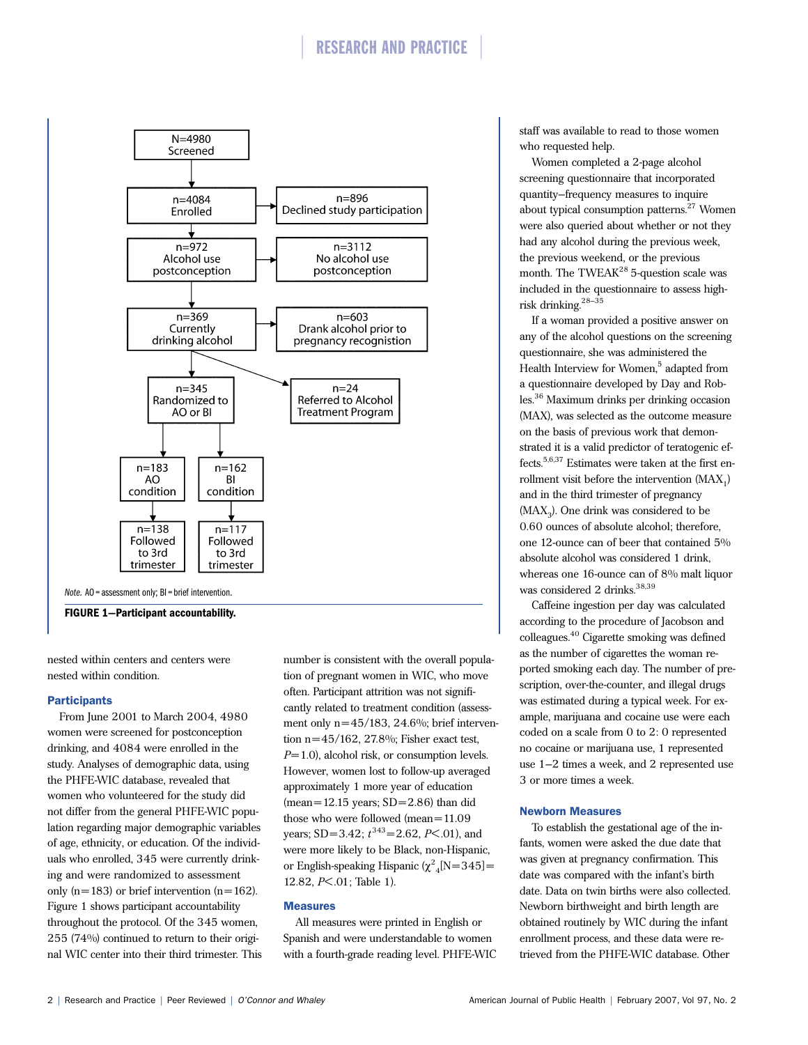N=4980 Screened

n=4084 Enrolled → n=896 Declined study participation

n=972 Alcohol use postconception → n=3112 No alcohol use postconception

n=369 Currently drinking alcohol → n=603 Drank alcohol prior to pregnancy recognition

n=345 Randomized to AO or BI; n=24 Referred to Alcohol Treatment Program

n=183 AO condition; n=162 BI condition

n=138 Followed to 3rd trimester; n=117 Followed to 3rd trimester

*Note.* AO = assessment only; BI = brief intervention.

**FIGURE 1—Participant accountability.**

nested within centers and centers were nested within condition.

### Participants

From June 2001 to March 2004, 4980 women were screened for postconception drinking, and 4084 were enrolled in the study. Analyses of demographic data, using the PHFE-WIC database, revealed that women who volunteered for the study did not differ from the general PHFE-WIC population regarding major demographic variables of age, ethnicity, or education. Of the individuals who enrolled, 345 were currently drinking and were randomized to assessment only (n=183) or brief intervention (n=162). Figure 1 shows participant accountability throughout the protocol. Of the 345 women, 255 (74%) continued to return to their original WIC center into their third trimester. This number is consistent with the overall population of pregnant women in WIC, who move often. Participant attrition was not significantly related to treatment condition (assessment only n=45/183, 24.6%; brief intervention n=45/162, 27.8%; Fisher exact test, $P$=1.0), alcohol risk, or consumption levels. However, women lost to follow-up averaged approximately 1 more year of education (mean=12.15 years; SD=2.86) than did those who were followed (mean=11.09 years; SD=3.42; $t^{343}$=2.62, $P$<.01), and were more likely to be Black, non-Hispanic, or English-speaking Hispanic ($\chi^2_4$[N=345]=12.82, $P$<.01; Table 1).

### Measures

All measures were printed in English or Spanish and were understandable to women with a fourth-grade reading level. PHFE-WIC staff was available to read to those women who requested help.

Women completed a 2-page alcohol screening questionnaire that incorporated quantity–frequency measures to inquire about typical consumption patterns.[27] Women were also queried about whether or not they had any alcohol during the previous week, the previous weekend, or the previous month. The TWEAK[28] 5-question scale was included in the questionnaire to assess high-risk drinking.[28–35]

If a woman provided a positive answer on any of the alcohol questions on the screening questionnaire, she was administered the Health Interview for Women,[5] adapted from a questionnaire developed by Day and Robles.[36] Maximum drinks per drinking occasion (MAX), was selected as the outcome measure on the basis of previous work that demonstrated it is a valid predictor of teratogenic effects.[5,6,37] Estimates were taken at the first enrollment visit before the intervention ($MAX_1$) and in the third trimester of pregnancy ($MAX_3$). One drink was considered to be 0.60 ounces of absolute alcohol; therefore, one 12-ounce can of beer that contained 5% absolute alcohol was considered 1 drink, whereas one 16-ounce can of 8% malt liquor was considered 2 drinks.[38,39]

Caffeine ingestion per day was calculated according to the procedure of Jacobson and colleagues.[40] Cigarette smoking was defined as the number of cigarettes the woman reported smoking each day. The number of prescription, over-the-counter, and illegal drugs was estimated during a typical week. For example, marijuana and cocaine use were each coded on a scale from 0 to 2: 0 represented no cocaine or marijuana use, 1 represented use 1–2 times a week, and 2 represented use 3 or more times a week.

### Newborn Measures

To establish the gestational age of the infants, women were asked the due date that was given at pregnancy confirmation. This date was compared with the infant's birth date. Data on twin births were also collected. Newborn birthweight and birth length are obtained routinely by WIC during the infant enrollment process, and these data were retrieved from the PHFE-WIC database. Other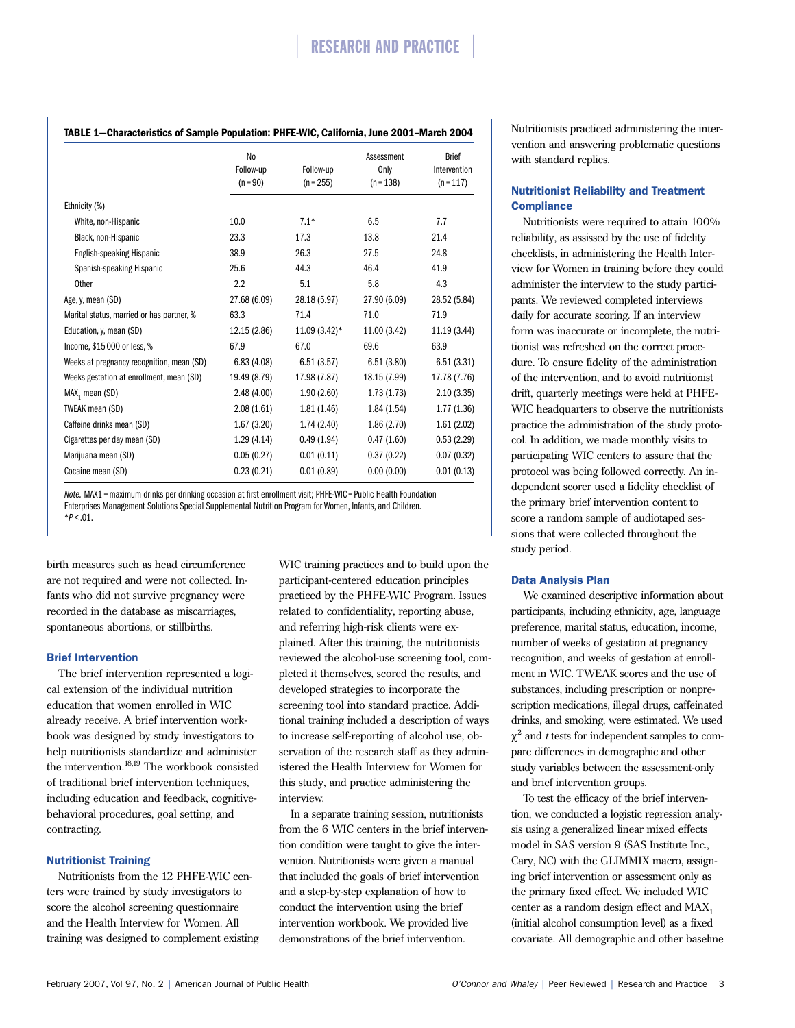**TABLE 1—Characteristics of Sample Population: PHFE-WIC, California, June 2001–March 2004**

| | No Follow-up (n = 90) | Follow-up (n = 255) | Assessment Only (n = 138) | Brief Intervention (n = 117) |
|---|---|---|---|---|
| Ethnicity (%) | | | | |
| White, non-Hispanic | 10.0 | 7.1* | 6.5 | 7.7 |
| Black, non-Hispanic | 23.3 | 17.3 | 13.8 | 21.4 |
| English-speaking Hispanic | 38.9 | 26.3 | 27.5 | 24.8 |
| Spanish-speaking Hispanic | 25.6 | 44.3 | 46.4 | 41.9 |
| Other | 2.2 | 5.1 | 5.8 | 4.3 |
| Age, y, mean (SD) | 27.68 (6.09) | 28.18 (5.97) | 27.90 (6.09) | 28.52 (5.84) |
| Marital status, married or has partner, % | 63.3 | 71.4 | 71.0 | 71.9 |
| Education, y, mean (SD) | 12.15 (2.86) | 11.09 (3.42)* | 11.00 (3.42) | 11.19 (3.44) |
| Income, $15 000 or less, % | 67.9 | 67.0 | 69.6 | 63.9 |
| Weeks at pregnancy recognition, mean (SD) | 6.83 (4.08) | 6.51 (3.57) | 6.51 (3.80) | 6.51 (3.31) |
| Weeks gestation at enrollment, mean (SD) | 19.49 (8.79) | 17.98 (7.87) | 18.15 (7.99) | 17.78 (7.76) |
| $MAX_1$ mean (SD) | 2.48 (4.00) | 1.90 (2.60) | 1.73 (1.73) | 2.10 (3.35) |
| TWEAK mean (SD) | 2.08 (1.61) | 1.81 (1.46) | 1.84 (1.54) | 1.77 (1.36) |
| Caffeine drinks mean (SD) | 1.67 (3.20) | 1.74 (2.40) | 1.86 (2.70) | 1.61 (2.02) |
| Cigarettes per day mean (SD) | 1.29 (4.14) | 0.49 (1.94) | 0.47 (1.60) | 0.53 (2.29) |
| Marijuana mean (SD) | 0.05 (0.27) | 0.01 (0.11) | 0.37 (0.22) | 0.07 (0.32) |
| Cocaine mean (SD) | 0.23 (0.21) | 0.01 (0.89) | 0.00 (0.00) | 0.01 (0.13) |

*Note.* MAX1 = maximum drinks per drinking occasion at first enrollment visit; PHFE-WIC = Public Health Foundation Enterprises Management Solutions Special Supplemental Nutrition Program for Women, Infants, and Children.
*$P < .01$.

birth measures such as head circumference are not required and were not collected. Infants who did not survive pregnancy were recorded in the database as miscarriages, spontaneous abortions, or stillbirths.

### Brief Intervention

The brief intervention represented a logical extension of the individual nutrition education that women enrolled in WIC already receive. A brief intervention workbook was designed by study investigators to help nutritionists standardize and administer the intervention.[18,19] The workbook consisted of traditional brief intervention techniques, including education and feedback, cognitive-behavioral procedures, goal setting, and contracting.

### Nutritionist Training

Nutritionists from the 12 PHFE-WIC centers were trained by study investigators to score the alcohol screening questionnaire and the Health Interview for Women. All training was designed to complement existing WIC training practices and to build upon the participant-centered education principles practiced by the PHFE-WIC Program. Issues related to confidentiality, reporting abuse, and referring high-risk clients were explained. After this training, the nutritionists reviewed the alcohol-use screening tool, completed it themselves, scored the results, and developed strategies to incorporate the screening tool into standard practice. Additional training included a description of ways to increase self-reporting of alcohol use, observation of the research staff as they administered the Health Interview for Women for this study, and practice administering the interview.

In a separate training session, nutritionists from the 6 WIC centers in the brief intervention condition were taught to give the intervention. Nutritionists were given a manual that included the goals of brief intervention and a step-by-step explanation of how to conduct the intervention using the brief intervention workbook. We provided live demonstrations of the brief intervention. Nutritionists practiced administering the intervention and answering problematic questions with standard replies.

### Nutritionist Reliability and Treatment Compliance

Nutritionists were required to attain 100% reliability, as assissed by the use of fidelity checklists, in administering the Health Interview for Women in training before they could administer the interview to the study participants. We reviewed completed interviews daily for accurate scoring. If an interview form was inaccurate or incomplete, the nutritionist was refreshed on the correct procedure. To ensure fidelity of the administration of the intervention, and to avoid nutritionist drift, quarterly meetings were held at PHFE-WIC headquarters to observe the nutritionists practice the administration of the study protocol. In addition, we made monthly visits to participating WIC centers to assure that the protocol was being followed correctly. An independent scorer used a fidelity checklist of the primary brief intervention content to score a random sample of audiotaped sessions that were collected throughout the study period.

### Data Analysis Plan

We examined descriptive information about participants, including ethnicity, age, language preference, marital status, education, income, number of weeks of gestation at pregnancy recognition, and weeks of gestation at enrollment in WIC. TWEAK scores and the use of substances, including prescription or nonprescription medications, illegal drugs, caffeinated drinks, and smoking, were estimated. We used $\chi^2$ and $t$ tests for independent samples to compare differences in demographic and other study variables between the assessment-only and brief intervention groups.

To test the efficacy of the brief intervention, we conducted a logistic regression analysis using a generalized linear mixed effects model in SAS version 9 (SAS Institute Inc., Cary, NC) with the GLIMMIX macro, assigning brief intervention or assessment only as the primary fixed effect. We included WIC center as a random design effect and $MAX_1$ (initial alcohol consumption level) as a fixed covariate. All demographic and other baseline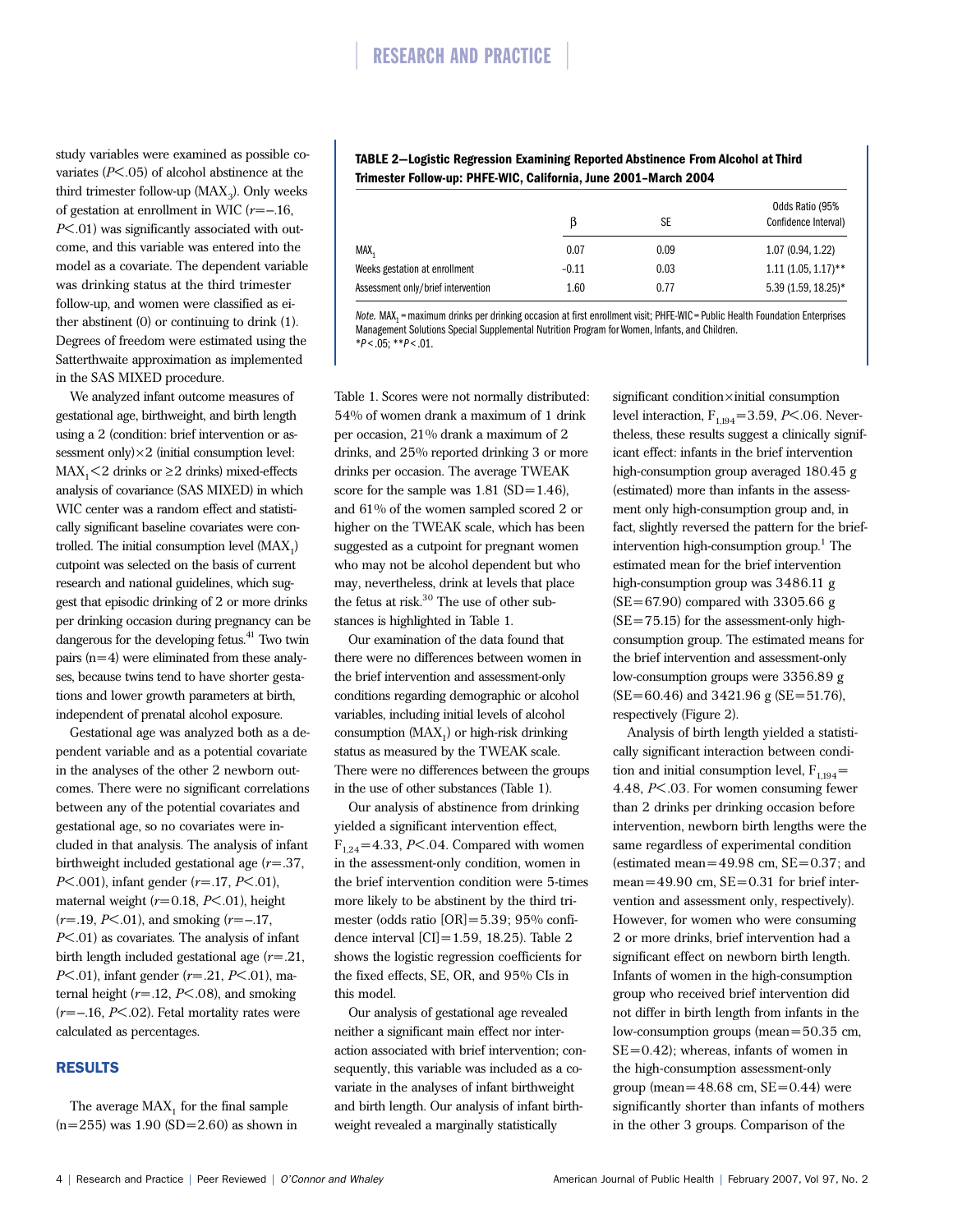study variables were examined as possible covariates ($P<.05$) of alcohol abstinence at the third trimester follow-up ($MAX_3$). Only weeks of gestation at enrollment in WIC ($r=-.16$, $P<.01$) was significantly associated with outcome, and this variable was entered into the model as a covariate. The dependent variable was drinking status at the third trimester follow-up, and women were classified as either abstinent (0) or continuing to drink (1). Degrees of freedom were estimated using the Satterthwaite approximation as implemented in the SAS MIXED procedure.

We analyzed infant outcome measures of gestational age, birthweight, and birth length using a 2 (condition: brief intervention or assessment only)×2 (initial consumption level: $MAX_1<2$ drinks or ≥2 drinks) mixed-effects analysis of covariance (SAS MIXED) in which WIC center was a random effect and statistically significant baseline covariates were controlled. The initial consumption level ($MAX_1$) cutpoint was selected on the basis of current research and national guidelines, which suggest that episodic drinking of 2 or more drinks per drinking occasion during pregnancy can be dangerous for the developing fetus.[41] Two twin pairs (n=4) were eliminated from these analyses, because twins tend to have shorter gestations and lower growth parameters at birth, independent of prenatal alcohol exposure.

Gestational age was analyzed both as a dependent variable and as a potential covariate in the analyses of the other 2 newborn outcomes. There were no significant correlations between any of the potential covariates and gestational age, so no covariates were included in that analysis. The analysis of infant birthweight included gestational age ($r=.37$, $P<.001$), infant gender ($r=.17$, $P<.01$), maternal weight ($r=0.18$, $P<.01$), height ($r=.19$, $P<.01$), and smoking ($r=-.17$, $P<.01$) as covariates. The analysis of infant birth length included gestational age ($r=.21$, $P<.01$), infant gender ($r=.21$, $P<.01$), maternal height ($r=.12$, $P<.08$), and smoking ($r=-.16$, $P<.02$). Fetal mortality rates were calculated as percentages.

## RESULTS

The average $MAX_1$ for the final sample (n=255) was 1.90 (SD=2.60) as shown in Table 1. Scores were not normally distributed: 54% of women drank a maximum of 1 drink per occasion, 21% drank a maximum of 2 drinks, and 25% reported drinking 3 or more drinks per occasion. The average TWEAK score for the sample was 1.81 (SD=1.46), and 61% of the women sampled scored 2 or higher on the TWEAK scale, which has been suggested as a cutpoint for pregnant women who may not be alcohol dependent but who may, nevertheless, drink at levels that place the fetus at risk.[30] The use of other substances is highlighted in Table 1.

Our examination of the data found that there were no differences between women in the brief intervention and assessment-only conditions regarding demographic or alcohol variables, including initial levels of alcohol consumption ($MAX_1$) or high-risk drinking status as measured by the TWEAK scale. There were no differences between the groups in the use of other substances (Table 1).

Our analysis of abstinence from drinking yielded a significant intervention effect, $F_{1,24}=4.33$, $P<.04$. Compared with women in the assessment-only condition, women in the brief intervention condition were 5-times more likely to be abstinent by the third trimester (odds ratio [OR]=5.39; 95% confidence interval [CI]=1.59, 18.25). Table 2 shows the logistic regression coefficients for the fixed effects, SE, OR, and 95% CIs in this model.

**TABLE 2—Logistic Regression Examining Reported Abstinence From Alcohol at Third Trimester Follow-up: PHFE-WIC, California, June 2001–March 2004**

| | β | SE | Odds Ratio (95% Confidence Interval) |
|---|---|---|---|
| $MAX_1$ | 0.07 | 0.09 | 1.07 (0.94, 1.22) |
| Weeks gestation at enrollment | −0.11 | 0.03 | 1.11 (1.05, 1.17)** |
| Assessment only/brief intervention | 1.60 | 0.77 | 5.39 (1.59, 18.25)* |

*Note.* $MAX_1$ = maximum drinks per drinking occasion at first enrollment visit; PHFE-WIC = Public Health Foundation Enterprises Management Solutions Special Supplemental Nutrition Program for Women, Infants, and Children.
*$P<.05$; **$P<.01$.

Our analysis of gestational age revealed neither a significant main effect nor interaction associated with brief intervention; consequently, this variable was included as a covariate in the analyses of infant birthweight and birth length. Our analysis of infant birthweight revealed a marginally statistically significant condition×initial consumption level interaction, $F_{1,194}=3.59$, $P<.06$. Nevertheless, these results suggest a clinically significant effect: infants in the brief intervention high-consumption group averaged 180.45 g (estimated) more than infants in the assessment only high-consumption group and, in fact, slightly reversed the pattern for the brief-intervention high-consumption group.[1] The estimated mean for the brief intervention high-consumption group was 3486.11 g (SE=67.90) compared with 3305.66 g (SE=75.15) for the assessment-only high-consumption group. The estimated means for the brief intervention and assessment-only low-consumption groups were 3356.89 g (SE=60.46) and 3421.96 g (SE=51.76), respectively (Figure 2).

Analysis of birth length yielded a statistically significant interaction between condition and initial consumption level, $F_{1,194}=4.48$, $P<.03$. For women consuming fewer than 2 drinks per drinking occasion before intervention, newborn birth lengths were the same regardless of experimental condition (estimated mean=49.98 cm, SE=0.37; and mean=49.90 cm, SE=0.31 for brief intervention and assessment only, respectively). However, for women who were consuming 2 or more drinks, brief intervention had a significant effect on newborn birth length. Infants of women in the high-consumption group who received brief intervention did not differ in birth length from infants in the low-consumption groups (mean=50.35 cm, SE=0.42); whereas, infants of women in the high-consumption assessment-only group (mean=48.68 cm, SE=0.44) were significantly shorter than infants of mothers in the other 3 groups. Comparison of the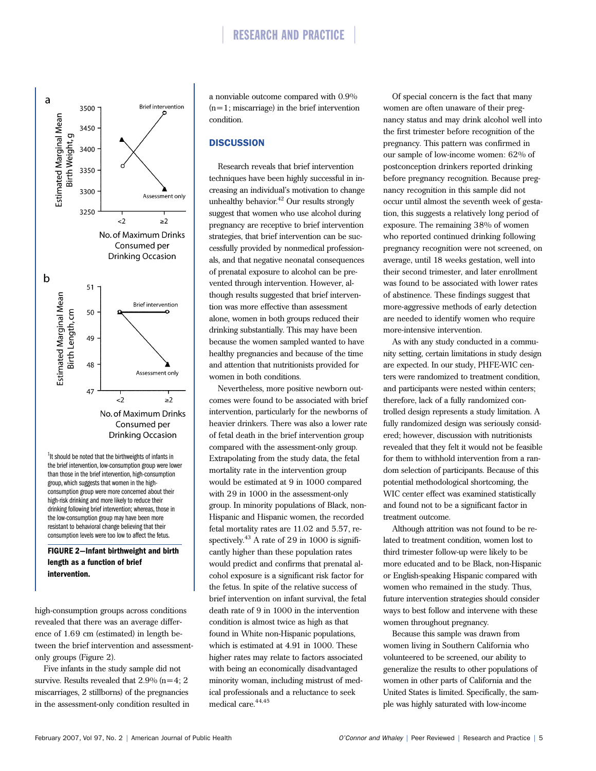a

Brief intervention

Assessment only

3500
3450
3400
3350
3300
3250

Estimated Marginal Mean Birth Weight, g

<2
≥2

No. of Maximum Drinks Consumed per Drinking Occasion

b

Brief intervention

Assessment only

51
50
49
48
47

Estimated Marginal Mean Birth Length, cm

<2
≥2

No. of Maximum Drinks Consumed per Drinking Occasion

[1]It should be noted that the birthweights of infants in the brief intervention, low-consumption group were lower than those in the brief intervention, high-consumption group, which suggests that women in the high-consumption group were more concerned about their high-risk drinking and more likely to reduce their drinking following brief intervention; whereas, those in the low-consumption group may have been more resistant to behavioral change believing that their consumption levels were too low to affect the fetus.

**FIGURE 2—Infant birthweight and birth length as a function of brief intervention.**

high-consumption groups across conditions revealed that there was an average difference of 1.69 cm (estimated) in length between the brief intervention and assessment-only groups (Figure 2).

Five infants in the study sample did not survive. Results revealed that 2.9% (n=4; 2 miscarriages, 2 stillborns) of the pregnancies in the assessment-only condition resulted in a nonviable outcome compared with 0.9% (n=1; miscarriage) in the brief intervention condition.

## DISCUSSION

Research reveals that brief intervention techniques have been highly successful in increasing an individual's motivation to change unhealthy behavior.[42] Our results strongly suggest that women who use alcohol during pregnancy are receptive to brief intervention strategies, that brief intervention can be successfully provided by nonmedical professionals, and that negative neonatal consequences of prenatal exposure to alcohol can be prevented through intervention. However, although results suggested that brief intervention was more effective than assessment alone, women in both groups reduced their drinking substantially. This may have been because the women sampled wanted to have healthy pregnancies and because of the time and attention that nutritionists provided for women in both conditions.

Nevertheless, more positive newborn outcomes were found to be associated with brief intervention, particularly for the newborns of heavier drinkers. There was also a lower rate of fetal death in the brief intervention group compared with the assessment-only group. Extrapolating from the study data, the fetal mortality rate in the intervention group would be estimated at 9 in 1000 compared with 29 in 1000 in the assessment-only group. In minority populations of Black, non-Hispanic and Hispanic women, the recorded fetal mortality rates are 11.02 and 5.57, respectively.[43] A rate of 29 in 1000 is significantly higher than these population rates would predict and confirms that prenatal alcohol exposure is a significant risk factor for the fetus. In spite of the relative success of brief intervention on infant survival, the fetal death rate of 9 in 1000 in the intervention condition is almost twice as high as that found in White non-Hispanic populations, which is estimated at 4.91 in 1000. These higher rates may relate to factors associated with being an economically disadvantaged minority woman, including mistrust of medical professionals and a reluctance to seek medical care.[44,45]

Of special concern is the fact that many women are often unaware of their pregnancy status and may drink alcohol well into the first trimester before recognition of the pregnancy. This pattern was confirmed in our sample of low-income women: 62% of postconception drinkers reported drinking before pregnancy recognition. Because pregnancy recognition in this sample did not occur until almost the seventh week of gestation, this suggests a relatively long period of exposure. The remaining 38% of women who reported continued drinking following pregnancy recognition were not screened, on average, until 18 weeks gestation, well into their second trimester, and later enrollment was found to be associated with lower rates of abstinence. These findings suggest that more-aggressive methods of early detection are needed to identify women who require more-intensive intervention.

As with any study conducted in a community setting, certain limitations in study design are expected. In our study, PHFE-WIC centers were randomized to treatment condition, and participants were nested within centers; therefore, lack of a fully randomized controlled design represents a study limitation. A fully randomized design was seriously considered; however, discussion with nutritionists revealed that they felt it would not be feasible for them to withhold intervention from a random selection of participants. Because of this potential methodological shortcoming, the WIC center effect was examined statistically and found not to be a significant factor in treatment outcome.

Although attrition was not found to be related to treatment condition, women lost to third trimester follow-up were likely to be more educated and to be Black, non-Hispanic or English-speaking Hispanic compared with women who remained in the study. Thus, future intervention strategies should consider ways to best follow and intervene with these women throughout pregnancy.

Because this sample was drawn from women living in Southern California who volunteered to be screened, our ability to generalize the results to other populations of women in other parts of California and the United States is limited. Specifically, the sample was highly saturated with low-income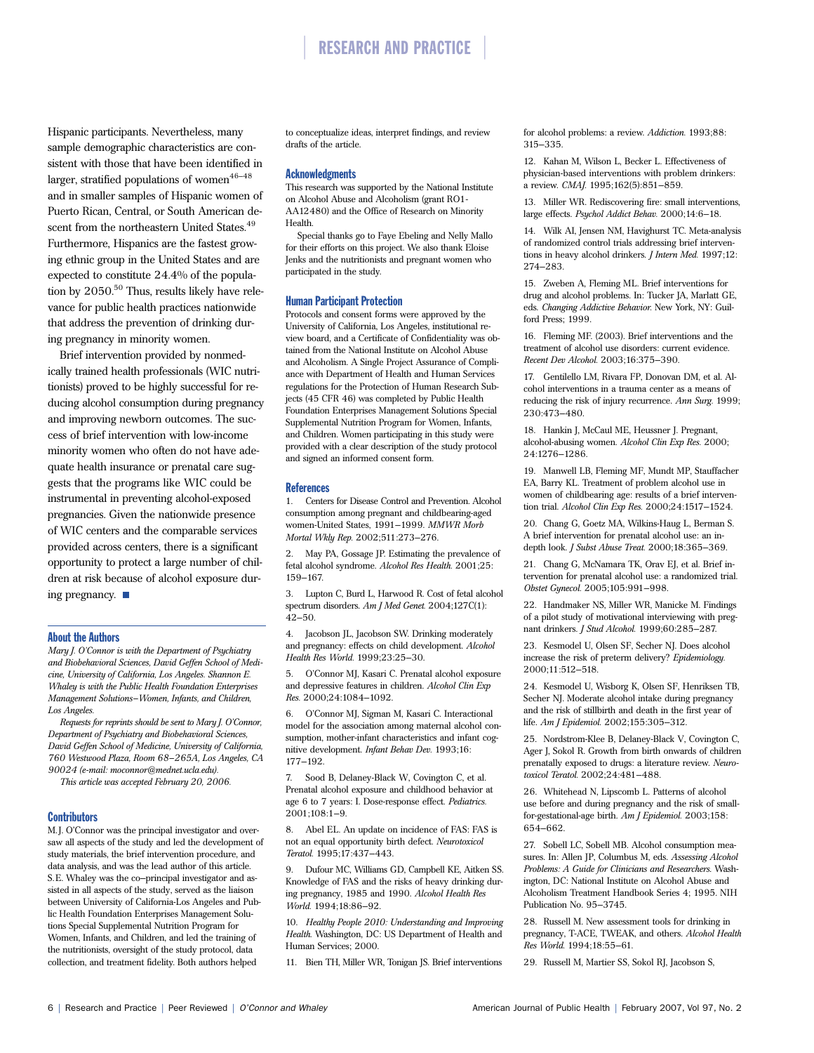Hispanic participants. Nevertheless, many sample demographic characteristics are consistent with those that have been identified in larger, stratified populations of women[46–48] and in smaller samples of Hispanic women of Puerto Rican, Central, or South American descent from the northeastern United States.[49] Furthermore, Hispanics are the fastest growing ethnic group in the United States and are expected to constitute 24.4% of the population by 2050.[50] Thus, results likely have relevance for public health practices nationwide that address the prevention of drinking during pregnancy in minority women.

Brief intervention provided by nonmedically trained health professionals (WIC nutritionists) proved to be highly successful for reducing alcohol consumption during pregnancy and improving newborn outcomes. The success of brief intervention with low-income minority women who often do not have adequate health insurance or prenatal care suggests that the programs like WIC could be instrumental in preventing alcohol-exposed pregnancies. Given the nationwide presence of WIC centers and the comparable services provided across centers, there is a significant opportunity to protect a large number of children at risk because of alcohol exposure during pregnancy. ■

## About the Authors

*Mary J. O'Connor is with the Department of Psychiatry and Biobehavioral Sciences, David Geffen School of Medicine, University of California, Los Angeles. Shannon E. Whaley is with the Public Health Foundation Enterprises Management Solutions–Women, Infants, and Children, Los Angeles.*

*Requests for reprints should be sent to Mary J. O'Connor, Department of Psychiatry and Biobehavioral Sciences, David Geffen School of Medicine, University of California, 760 Westwood Plaza, Room 68–265A, Los Angeles, CA 90024 (e-mail: moconnor@mednet.ucla.edu).*

*This article was accepted February 20, 2006.*

## Contributors

M.J. O'Connor was the principal investigator and oversaw all aspects of the study and led the development of study materials, the brief intervention procedure, and data analysis, and was the lead author of this article. S.E. Whaley was the co–principal investigator and assisted in all aspects of the study, served as the liaison between University of California-Los Angeles and Public Health Foundation Enterprises Management Solutions Special Supplemental Nutrition Program for Women, Infants, and Children, and led the training of the nutritionists, oversight of the study protocol, data collection, and treatment fidelity. Both authors helped to conceptualize ideas, interpret findings, and review drafts of the article.

## Acknowledgments

This research was supported by the National Institute on Alcohol Abuse and Alcoholism (grant RO1-AA12480) and the Office of Research on Minority Health.

Special thanks go to Faye Ebeling and Nelly Mallo for their efforts on this project. We also thank Eloise Jenks and the nutritionists and pregnant women who participated in the study.

## Human Participant Protection

Protocols and consent forms were approved by the University of California, Los Angeles, institutional review board, and a Certificate of Confidentiality was obtained from the National Institute on Alcohol Abuse and Alcoholism. A Single Project Assurance of Compliance with Department of Health and Human Services regulations for the Protection of Human Research Subjects (45 CFR 46) was completed by Public Health Foundation Enterprises Management Solutions Special Supplemental Nutrition Program for Women, Infants, and Children. Women participating in this study were provided with a clear description of the study protocol and signed an informed consent form.

## References

1. Centers for Disease Control and Prevention. Alcohol consumption among pregnant and childbearing-aged women-United States, 1991–1999. *MMWR Morb Mortal Wkly Rep.* 2002;511:273–276.
2. May PA, Gossage JP. Estimating the prevalence of fetal alcohol syndrome. *Alcohol Res Health.* 2001;25: 159–167.
3. Lupton C, Burd L, Harwood R. Cost of fetal alcohol spectrum disorders. *Am J Med Genet.* 2004;127C(1): 42–50.
4. Jacobson JL, Jacobson SW. Drinking moderately and pregnancy: effects on child development. *Alcohol Health Res World.* 1999;23:25–30.
5. O'Connor MJ, Kasari C. Prenatal alcohol exposure and depressive features in children. *Alcohol Clin Exp Res.* 2000;24:1084–1092.
6. O'Connor MJ, Sigman M, Kasari C. Interactional model for the association among maternal alcohol consumption, mother-infant characteristics and infant cognitive development. *Infant Behav Dev.* 1993;16: 177–192.
7. Sood B, Delaney-Black W, Covington C, et al. Prenatal alcohol exposure and childhood behavior at age 6 to 7 years: I. Dose-response effect. *Pediatrics.* 2001;108:1–9.
8. Abel EL. An update on incidence of FAS: FAS is not an equal opportunity birth defect. *Neurotoxicol Teratol.* 1995;17:437–443.
9. Dufour MC, Williams GD, Campbell KE, Aitken SS. Knowledge of FAS and the risks of heavy drinking during pregnancy, 1985 and 1990. *Alcohol Health Res World.* 1994;18:86–92.
10. *Healthy People 2010: Understanding and Improving Health.* Washington, DC: US Department of Health and Human Services; 2000.
11. Bien TH, Miller WR, Tonigan JS. Brief interventions for alcohol problems: a review. *Addiction.* 1993;88: 315–335.
12. Kahan M, Wilson L, Becker L. Effectiveness of physician-based interventions with problem drinkers: a review. *CMAJ.* 1995;162(5):851–859.
13. Miller WR. Rediscovering fire: small interventions, large effects. *Psychol Addict Behav.* 2000;14:6–18.
14. Wilk AI, Jensen NM, Havighurst TC. Meta-analysis of randomized control trials addressing brief interventions in heavy alcohol drinkers. *J Intern Med.* 1997;12: 274–283.
15. Zweben A, Fleming ML. Brief interventions for drug and alcohol problems. In: Tucker JA, Marlatt GE, eds. *Changing Addictive Behavior.* New York, NY: Guilford Press; 1999.
16. Fleming MF. (2003). Brief interventions and the treatment of alcohol use disorders: current evidence. *Recent Dev Alcohol.* 2003;16:375–390.
17. Gentilello LM, Rivara FP, Donovan DM, et al. Alcohol interventions in a trauma center as a means of reducing the risk of injury recurrence. *Ann Surg.* 1999; 230:473–480.
18. Hankin J, McCaul ME, Heussner J. Pregnant, alcohol-abusing women. *Alcohol Clin Exp Res.* 2000; 24:1276–1286.
19. Manwell LB, Fleming MF, Mundt MP, Stauffacher EA, Barry KL. Treatment of problem alcohol use in women of childbearing age: results of a brief intervention trial. *Alcohol Clin Exp Res.* 2000;24:1517–1524.
20. Chang G, Goetz MA, Wilkins-Haug L, Berman S. A brief intervention for prenatal alcohol use: an in-depth look. *J Subst Abuse Treat.* 2000;18:365–369.
21. Chang G, McNamara TK, Orav EJ, et al. Brief intervention for prenatal alcohol use: a randomized trial. *Obstet Gynecol.* 2005;105:991–998.
22. Handmaker NS, Miller WR, Manicke M. Findings of a pilot study of motivational interviewing with pregnant drinkers. *J Stud Alcohol.* 1999;60:285–287.
23. Kesmodel U, Olsen SF, Secher NJ. Does alcohol increase the risk of preterm delivery? *Epidemiology.* 2000;11:512–518.
24. Kesmodel U, Wisborg K, Olsen SF, Henriksen TB, Secher NJ. Moderate alcohol intake during pregnancy and the risk of stillbirth and death in the first year of life. *Am J Epidemiol.* 2002;155:305–312.
25. Nordstrom-Klee B, Delaney-Black V, Covington C, Ager J, Sokol R. Growth from birth onwards of children prenatally exposed to drugs: a literature review. *Neurotoxicol Teratol.* 2002;24:481–488.
26. Whitehead N, Lipscomb L. Patterns of alcohol use before and during pregnancy and the risk of small-for-gestational-age birth. *Am J Epidemiol.* 2003;158: 654–662.
27. Sobell LC, Sobell MB. Alcohol consumption measures. In: Allen JP, Columbus M, eds. *Assessing Alcohol Problems: A Guide for Clinicians and Researchers.* Washington, DC: National Institute on Alcohol Abuse and Alcoholism Treatment Handbook Series 4; 1995. NIH Publication No. 95–3745.
28. Russell M. New assessment tools for drinking in pregnancy, T-ACE, TWEAK, and others. *Alcohol Health Res World.* 1994;18:55–61.
29. Russell M, Martier SS, Sokol RJ, Jacobson S,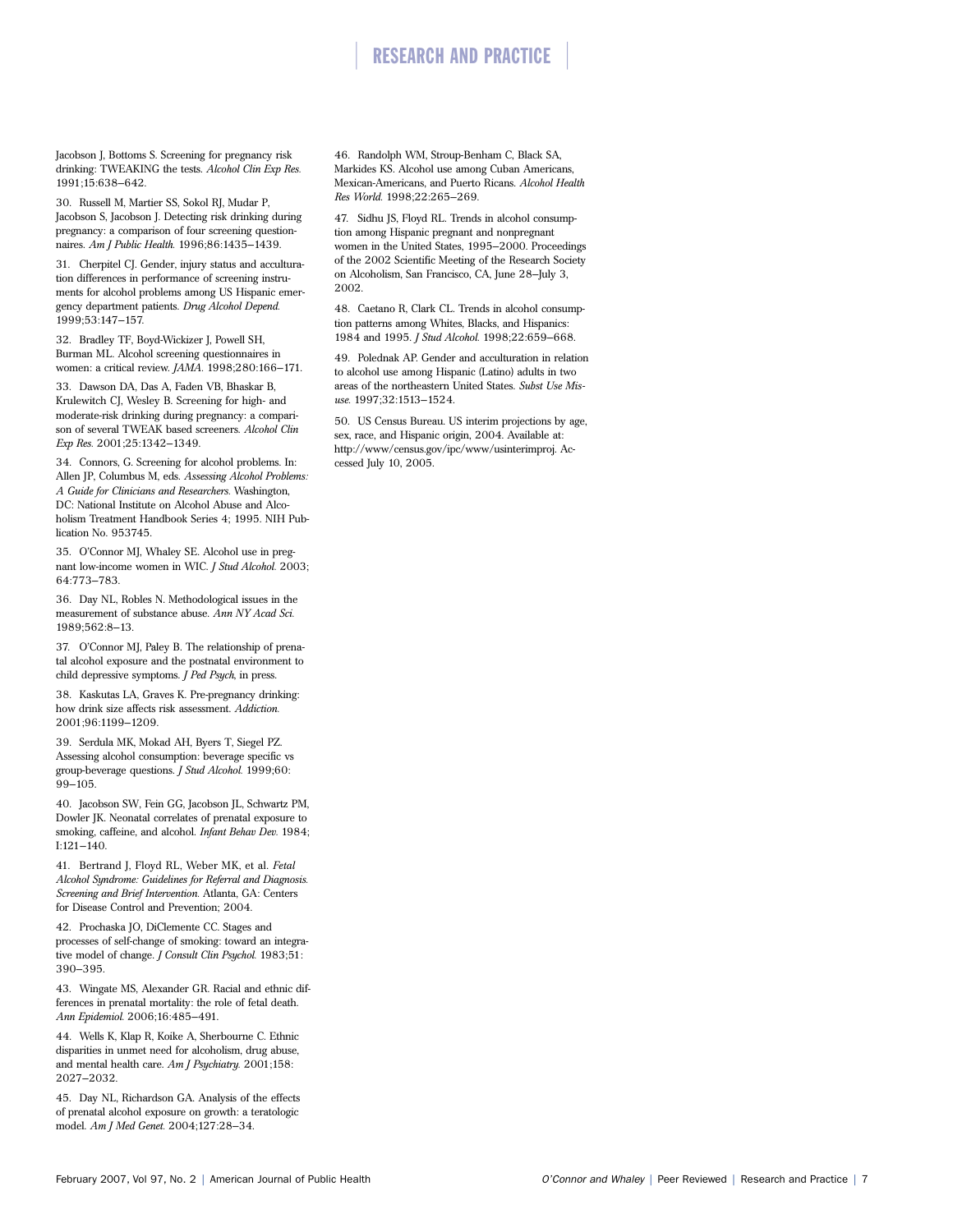Jacobson J, Bottoms S. Screening for pregnancy risk drinking: TWEAKING the tests. *Alcohol Clin Exp Res.* 1991;15:638–642.

30. Russell M, Martier SS, Sokol RJ, Mudar P, Jacobson S, Jacobson J. Detecting risk drinking during pregnancy: a comparison of four screening questionnaires. *Am J Public Health.* 1996;86:1435–1439.

31. Cherpitel CJ. Gender, injury status and acculturation differences in performance of screening instruments for alcohol problems among US Hispanic emergency department patients. *Drug Alcohol Depend.* 1999;53:147–157.

32. Bradley TF, Boyd-Wickizer J, Powell SH, Burman ML. Alcohol screening questionnaires in women: a critical review. *JAMA.* 1998;280:166–171.

33. Dawson DA, Das A, Faden VB, Bhaskar B, Krulewitch CJ, Wesley B. Screening for high- and moderate-risk drinking during pregnancy: a comparison of several TWEAK based screeners. *Alcohol Clin Exp Res.* 2001;25:1342–1349.

34. Connors, G. Screening for alcohol problems. In: Allen JP, Columbus M, eds. *Assessing Alcohol Problems: A Guide for Clinicians and Researchers.* Washington, DC: National Institute on Alcohol Abuse and Alcoholism Treatment Handbook Series 4; 1995. NIH Publication No. 953745.

35. O'Connor MJ, Whaley SE. Alcohol use in pregnant low-income women in WIC. *J Stud Alcohol.* 2003; 64:773–783.

36. Day NL, Robles N. Methodological issues in the measurement of substance abuse. *Ann NY Acad Sci.* 1989;562:8–13.

37. O'Connor MJ, Paley B. The relationship of prenatal alcohol exposure and the postnatal environment to child depressive symptoms. *J Ped Psych*, in press.

38. Kaskutas LA, Graves K. Pre-pregnancy drinking: how drink size affects risk assessment. *Addiction.* 2001;96:1199–1209.

39. Serdula MK, Mokad AH, Byers T, Siegel PZ. Assessing alcohol consumption: beverage specific vs group-beverage questions. *J Stud Alcohol.* 1999;60: 99–105.

40. Jacobson SW, Fein GG, Jacobson JL, Schwartz PM, Dowler JK. Neonatal correlates of prenatal exposure to smoking, caffeine, and alcohol. *Infant Behav Dev.* 1984; I:121–140.

41. Bertrand J, Floyd RL, Weber MK, et al. *Fetal Alcohol Syndrome: Guidelines for Referral and Diagnosis. Screening and Brief Intervention.* Atlanta, GA: Centers for Disease Control and Prevention; 2004.

42. Prochaska JO, DiClemente CC. Stages and processes of self-change of smoking: toward an integrative model of change. *J Consult Clin Psychol.* 1983;51: 390–395.

43. Wingate MS, Alexander GR. Racial and ethnic differences in prenatal mortality: the role of fetal death. *Ann Epidemiol.* 2006;16:485–491.

44. Wells K, Klap R, Koike A, Sherbourne C. Ethnic disparities in unmet need for alcoholism, drug abuse, and mental health care. *Am J Psychiatry.* 2001;158: 2027–2032.

45. Day NL, Richardson GA. Analysis of the effects of prenatal alcohol exposure on growth: a teratologic model. *Am J Med Genet.* 2004;127:28–34.

46. Randolph WM, Stroup-Benham C, Black SA, Markides KS. Alcohol use among Cuban Americans, Mexican-Americans, and Puerto Ricans. *Alcohol Health Res World.* 1998;22:265–269.

47. Sidhu JS, Floyd RL. Trends in alcohol consumption among Hispanic pregnant and nonpregnant women in the United States, 1995–2000. Proceedings of the 2002 Scientific Meeting of the Research Society on Alcoholism, San Francisco, CA, June 28–July 3, 2002.

48. Caetano R, Clark CL. Trends in alcohol consumption patterns among Whites, Blacks, and Hispanics: 1984 and 1995. *J Stud Alcohol.* 1998;22:659–668.

49. Polednak AP. Gender and acculturation in relation to alcohol use among Hispanic (Latino) adults in two areas of the northeastern United States. *Subst Use Misuse.* 1997;32:1513–1524.

50. US Census Bureau. US interim projections by age, sex, race, and Hispanic origin, 2004. Available at: http://www/census.gov/ipc/www/usinterimproj. Accessed July 10, 2005.